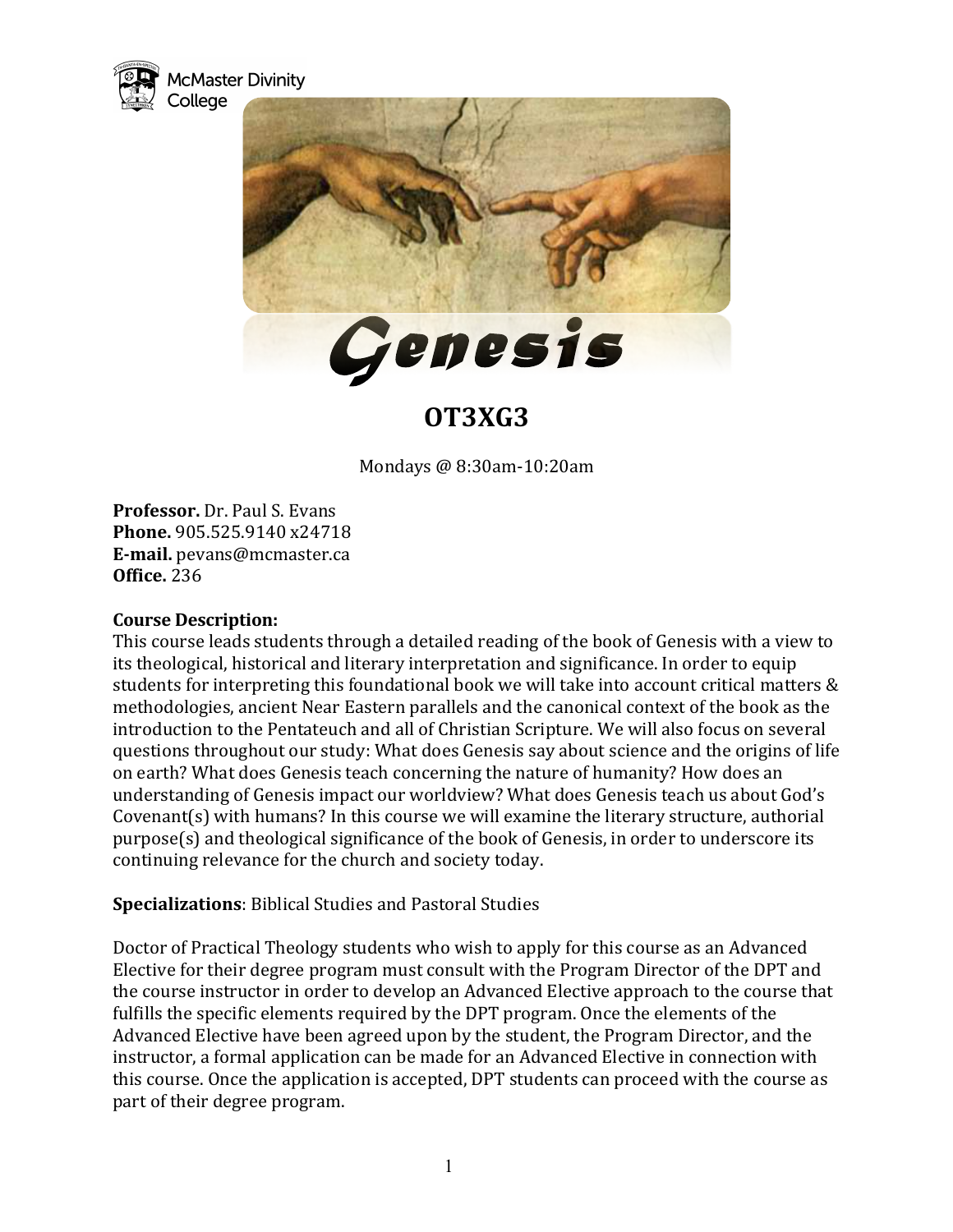McMaster Divinity College

# Genesis

## OT3XG3

Mondays @ 8:30am-10:20am

**Professor.** Dr. Paul S. Evans
**Phone.** 905.525.9140 x24718
**E-mail.** pevans@mcmaster.ca
**Office.** 236

**Course Description:**
This course leads students through a detailed reading of the book of Genesis with a view to its theological, historical and literary interpretation and significance. In order to equip students for interpreting this foundational book we will take into account critical matters & methodologies, ancient Near Eastern parallels and the canonical context of the book as the introduction to the Pentateuch and all of Christian Scripture. We will also focus on several questions throughout our study: What does Genesis say about science and the origins of life on earth? What does Genesis teach concerning the nature of humanity? How does an understanding of Genesis impact our worldview? What does Genesis teach us about God's Covenant(s) with humans? In this course we will examine the literary structure, authorial purpose(s) and theological significance of the book of Genesis, in order to underscore its continuing relevance for the church and society today.

**Specializations**: Biblical Studies and Pastoral Studies

Doctor of Practical Theology students who wish to apply for this course as an Advanced Elective for their degree program must consult with the Program Director of the DPT and the course instructor in order to develop an Advanced Elective approach to the course that fulfills the specific elements required by the DPT program. Once the elements of the Advanced Elective have been agreed upon by the student, the Program Director, and the instructor, a formal application can be made for an Advanced Elective in connection with this course. Once the application is accepted, DPT students can proceed with the course as part of their degree program.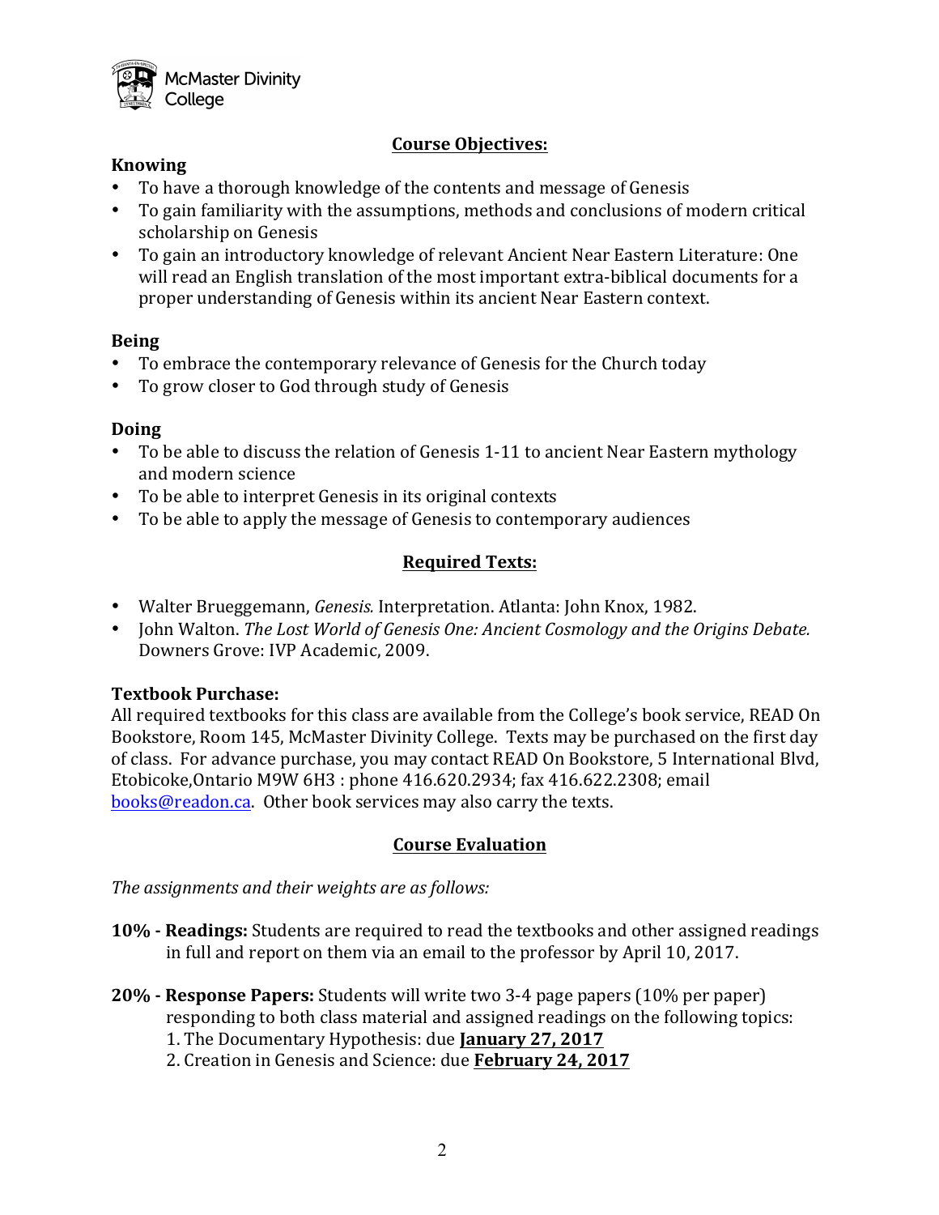## Course Objectives:

**Knowing**

- To have a thorough knowledge of the contents and message of Genesis
- To gain familiarity with the assumptions, methods and conclusions of modern critical scholarship on Genesis
- To gain an introductory knowledge of relevant Ancient Near Eastern Literature: One will read an English translation of the most important extra-biblical documents for a proper understanding of Genesis within its ancient Near Eastern context.

**Being**

- To embrace the contemporary relevance of Genesis for the Church today
- To grow closer to God through study of Genesis

**Doing**

- To be able to discuss the relation of Genesis 1-11 to ancient Near Eastern mythology and modern science
- To be able to interpret Genesis in its original contexts
- To be able to apply the message of Genesis to contemporary audiences

## Required Texts:

- Walter Brueggemann, *Genesis.* Interpretation. Atlanta: John Knox, 1982.
- John Walton. *The Lost World of Genesis One: Ancient Cosmology and the Origins Debate.* Downers Grove: IVP Academic, 2009.

**Textbook Purchase:**

All required textbooks for this class are available from the College's book service, READ On Bookstore, Room 145, McMaster Divinity College. Texts may be purchased on the first day of class. For advance purchase, you may contact READ On Bookstore, 5 International Blvd, Etobicoke,Ontario M9W 6H3 : phone 416.620.2934; fax 416.622.2308; email books@readon.ca. Other book services may also carry the texts.

## Course Evaluation

*The assignments and their weights are as follows:*

**10% - Readings:** Students are required to read the textbooks and other assigned readings in full and report on them via an email to the professor by April 10, 2017.

**20% - Response Papers:** Students will write two 3-4 page papers (10% per paper) responding to both class material and assigned readings on the following topics:
1. The Documentary Hypothesis: due **January 27, 2017**
2. Creation in Genesis and Science: due **February 24, 2017**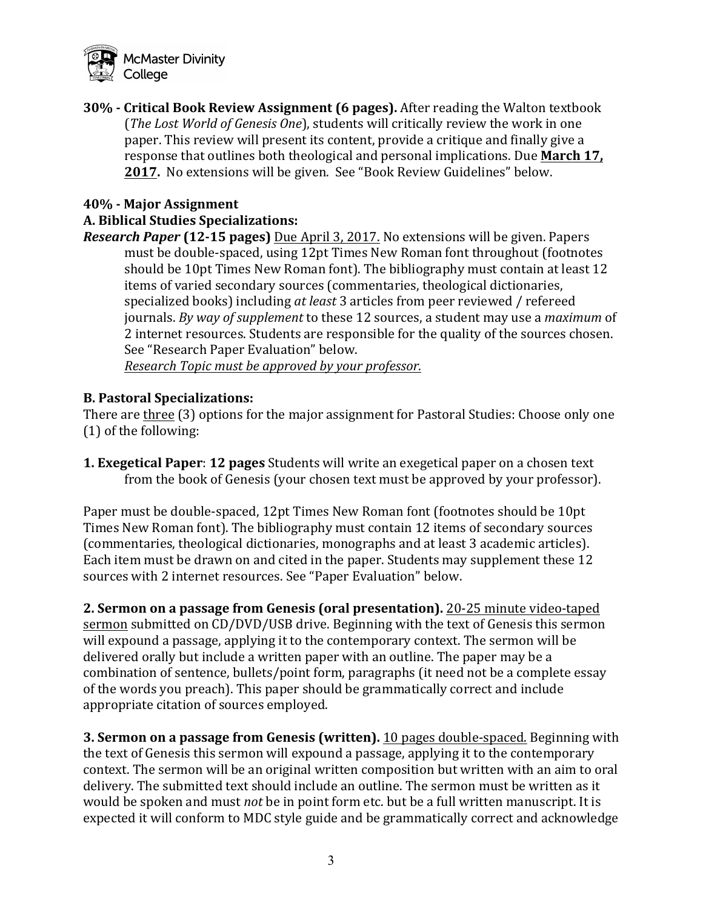**30% - Critical Book Review Assignment (6 pages).** After reading the Walton textbook (*The Lost World of Genesis One*), students will critically review the work in one paper. This review will present its content, provide a critique and finally give a response that outlines both theological and personal implications. Due **March 17, 2017.** No extensions will be given. See "Book Review Guidelines" below.

**40% - Major Assignment**

**A. Biblical Studies Specializations:**

***Research Paper* (12-15 pages)** Due April 3, 2017. No extensions will be given. Papers must be double-spaced, using 12pt Times New Roman font throughout (footnotes should be 10pt Times New Roman font). The bibliography must contain at least 12 items of varied secondary sources (commentaries, theological dictionaries, specialized books) including *at least* 3 articles from peer reviewed / refereed journals. *By way of supplement* to these 12 sources, a student may use a *maximum* of 2 internet resources. Students are responsible for the quality of the sources chosen. See "Research Paper Evaluation" below.

*Research Topic must be approved by your professor.*

**B. Pastoral Specializations:**

There are three (3) options for the major assignment for Pastoral Studies: Choose only one (1) of the following:

**1. Exegetical Paper**: **12 pages** Students will write an exegetical paper on a chosen text from the book of Genesis (your chosen text must be approved by your professor).

Paper must be double-spaced, 12pt Times New Roman font (footnotes should be 10pt Times New Roman font). The bibliography must contain 12 items of secondary sources (commentaries, theological dictionaries, monographs and at least 3 academic articles). Each item must be drawn on and cited in the paper. Students may supplement these 12 sources with 2 internet resources. See "Paper Evaluation" below.

**2. Sermon on a passage from Genesis (oral presentation).** 20-25 minute video-taped sermon submitted on CD/DVD/USB drive. Beginning with the text of Genesis this sermon will expound a passage, applying it to the contemporary context. The sermon will be delivered orally but include a written paper with an outline. The paper may be a combination of sentence, bullets/point form, paragraphs (it need not be a complete essay of the words you preach). This paper should be grammatically correct and include appropriate citation of sources employed.

**3. Sermon on a passage from Genesis (written).** 10 pages double-spaced. Beginning with the text of Genesis this sermon will expound a passage, applying it to the contemporary context. The sermon will be an original written composition but written with an aim to oral delivery. The submitted text should include an outline. The sermon must be written as it would be spoken and must *not* be in point form etc. but be a full written manuscript. It is expected it will conform to MDC style guide and be grammatically correct and acknowledge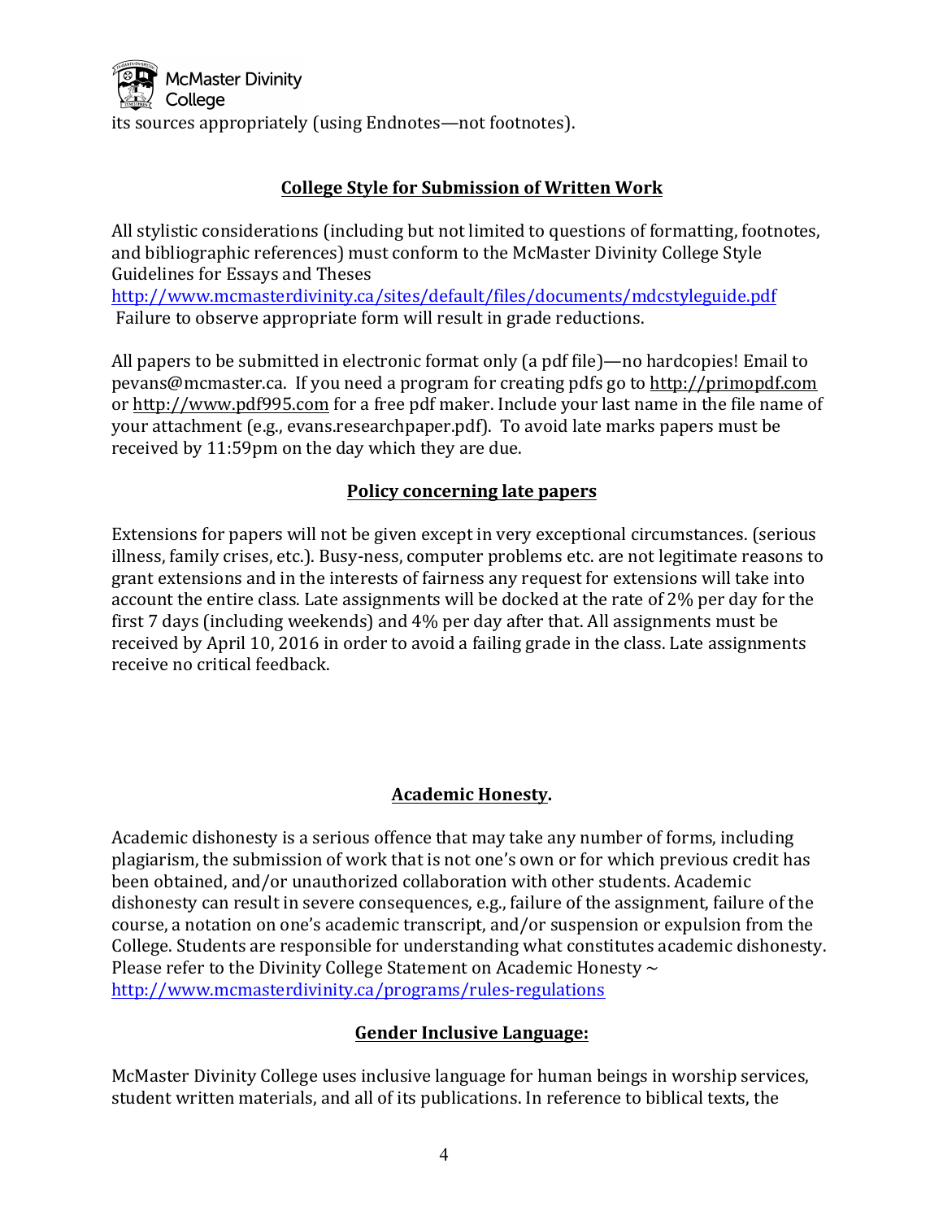its sources appropriately (using Endnotes—not footnotes).

## College Style for Submission of Written Work

All stylistic considerations (including but not limited to questions of formatting, footnotes, and bibliographic references) must conform to the McMaster Divinity College Style Guidelines for Essays and Theses http://www.mcmasterdivinity.ca/sites/default/files/documents/mdcstyleguide.pdf Failure to observe appropriate form will result in grade reductions.

All papers to be submitted in electronic format only (a pdf file)—no hardcopies! Email to pevans@mcmaster.ca. If you need a program for creating pdfs go to http://primopdf.com or http://www.pdf995.com for a free pdf maker. Include your last name in the file name of your attachment (e.g., evans.researchpaper.pdf). To avoid late marks papers must be received by 11:59pm on the day which they are due.

## Policy concerning late papers

Extensions for papers will not be given except in very exceptional circumstances. (serious illness, family crises, etc.). Busy-ness, computer problems etc. are not legitimate reasons to grant extensions and in the interests of fairness any request for extensions will take into account the entire class. Late assignments will be docked at the rate of 2% per day for the first 7 days (including weekends) and 4% per day after that. All assignments must be received by April 10, 2016 in order to avoid a failing grade in the class. Late assignments receive no critical feedback.

## Academic Honesty.

Academic dishonesty is a serious offence that may take any number of forms, including plagiarism, the submission of work that is not one's own or for which previous credit has been obtained, and/or unauthorized collaboration with other students. Academic dishonesty can result in severe consequences, e.g., failure of the assignment, failure of the course, a notation on one's academic transcript, and/or suspension or expulsion from the College. Students are responsible for understanding what constitutes academic dishonesty. Please refer to the Divinity College Statement on Academic Honesty ~ http://www.mcmasterdivinity.ca/programs/rules-regulations

## Gender Inclusive Language:

McMaster Divinity College uses inclusive language for human beings in worship services, student written materials, and all of its publications. In reference to biblical texts, the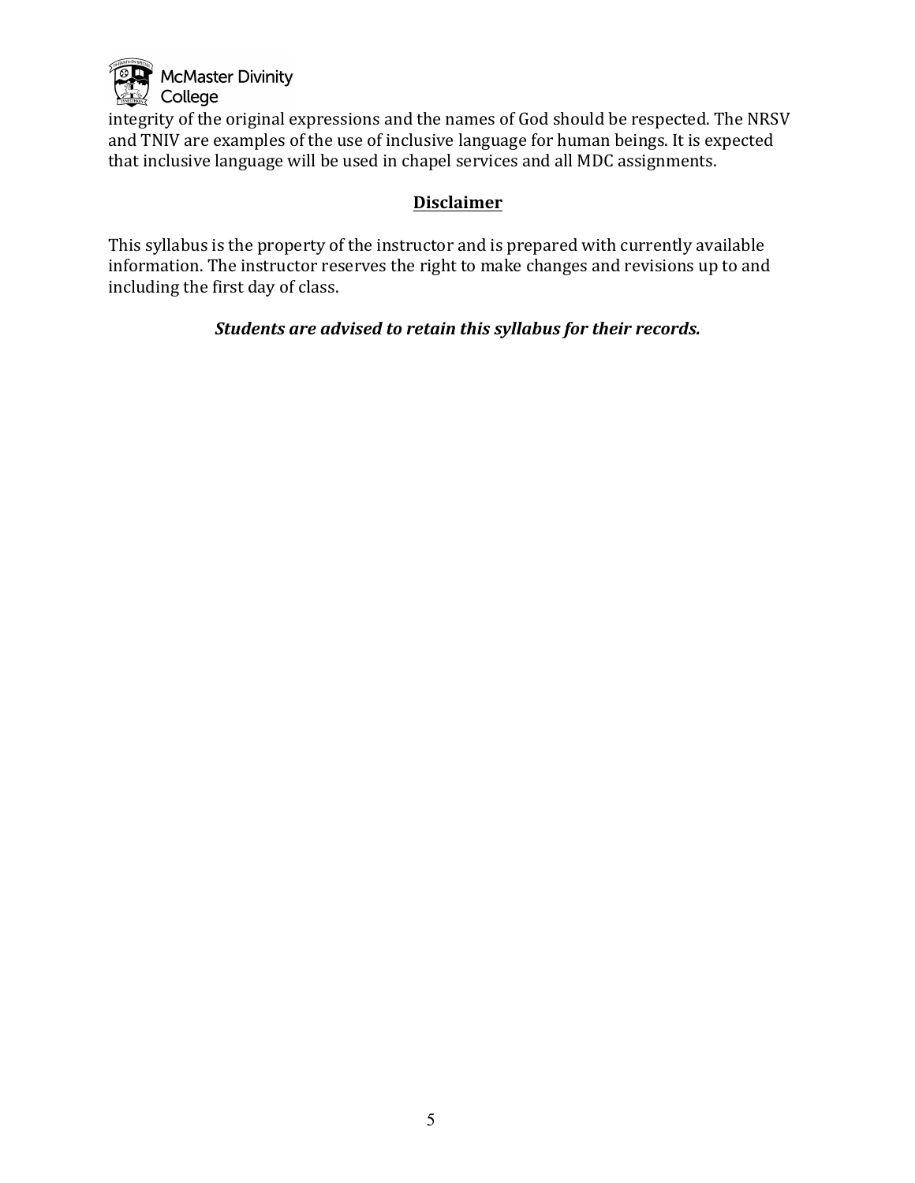integrity of the original expressions and the names of God should be respected. The NRSV and TNIV are examples of the use of inclusive language for human beings. It is expected that inclusive language will be used in chapel services and all MDC assignments.

## Disclaimer

This syllabus is the property of the instructor and is prepared with currently available information. The instructor reserves the right to make changes and revisions up to and including the first day of class.

***Students are advised to retain this syllabus for their records.***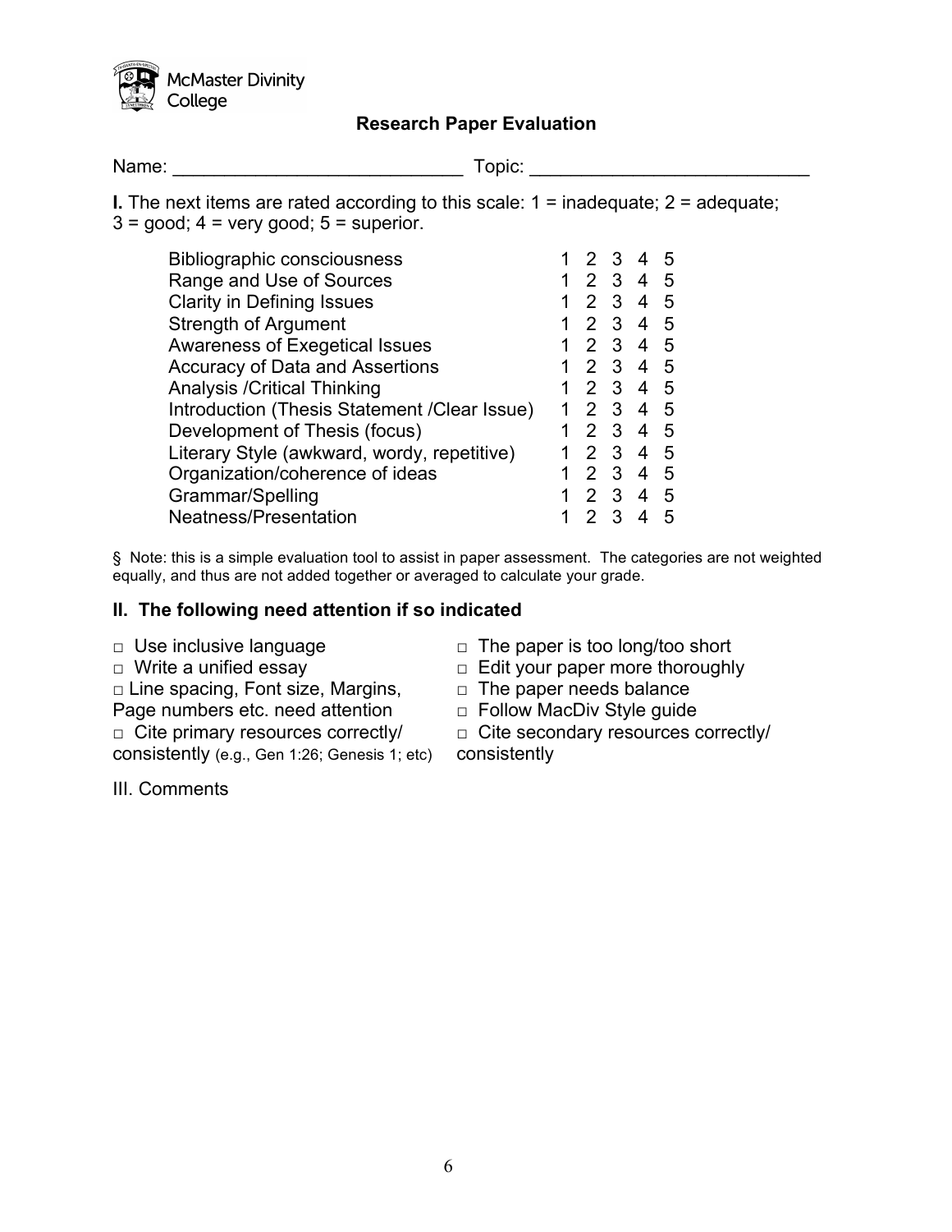McMaster Divinity College

## Research Paper Evaluation

Name: ___________________________ Topic: ___________________________

**I.** The next items are rated according to this scale: 1 = inadequate; 2 = adequate; 3 = good; 4 = very good; 5 = superior.

| | | | | | |
|---|---|---|---|---|---|
| Bibliographic consciousness | 1 | 2 | 3 | 4 | 5 |
| Range and Use of Sources | 1 | 2 | 3 | 4 | 5 |
| Clarity in Defining Issues | 1 | 2 | 3 | 4 | 5 |
| Strength of Argument | 1 | 2 | 3 | 4 | 5 |
| Awareness of Exegetical Issues | 1 | 2 | 3 | 4 | 5 |
| Accuracy of Data and Assertions | 1 | 2 | 3 | 4 | 5 |
| Analysis /Critical Thinking | 1 | 2 | 3 | 4 | 5 |
| Introduction (Thesis Statement /Clear Issue) | 1 | 2 | 3 | 4 | 5 |
| Development of Thesis (focus) | 1 | 2 | 3 | 4 | 5 |
| Literary Style (awkward, wordy, repetitive) | 1 | 2 | 3 | 4 | 5 |
| Organization/coherence of ideas | 1 | 2 | 3 | 4 | 5 |
| Grammar/Spelling | 1 | 2 | 3 | 4 | 5 |
| Neatness/Presentation | 1 | 2 | 3 | 4 | 5 |

§ Note: this is a simple evaluation tool to assist in paper assessment. The categories are not weighted equally, and thus are not added together or averaged to calculate your grade.

### II. The following need attention if so indicated

- □ Use inclusive language
- □ Write a unified essay
- □ Line spacing, Font size, Margins, Page numbers etc. need attention
- □ Cite primary resources correctly/ consistently (e.g., Gen 1:26; Genesis 1; etc)
- □ The paper is too long/too short
- □ Edit your paper more thoroughly
- □ The paper needs balance
- □ Follow MacDiv Style guide
- □ Cite secondary resources correctly/ consistently

III. Comments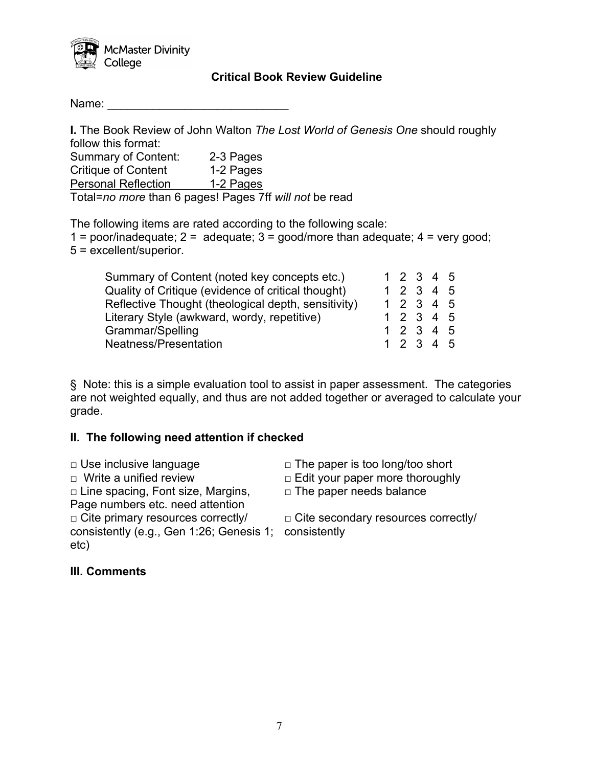McMaster Divinity College

## Critical Book Review Guideline

Name: ____________________________

**I.** The Book Review of John Walton *The Lost World of Genesis One* should roughly follow this format:

Summary of Content: 2-3 Pages
Critique of Content 1-2 Pages
Personal Reflection 1-2 Pages
Total=*no more* than 6 pages! Pages 7ff *will not* be read

The following items are rated according to the following scale:
1 = poor/inadequate; 2 = adequate; 3 = good/more than adequate; 4 = very good; 5 = excellent/superior.

| | | | | | |
|---|---|---|---|---|---|
| Summary of Content (noted key concepts etc.) | 1 | 2 | 3 | 4 | 5 |
| Quality of Critique (evidence of critical thought) | 1 | 2 | 3 | 4 | 5 |
| Reflective Thought (theological depth, sensitivity) | 1 | 2 | 3 | 4 | 5 |
| Literary Style (awkward, wordy, repetitive) | 1 | 2 | 3 | 4 | 5 |
| Grammar/Spelling | 1 | 2 | 3 | 4 | 5 |
| Neatness/Presentation | 1 | 2 | 3 | 4 | 5 |

§ Note: this is a simple evaluation tool to assist in paper assessment. The categories are not weighted equally, and thus are not added together or averaged to calculate your grade.

### II. The following need attention if checked

□ Use inclusive language
□ Write a unified review
□ Line spacing, Font size, Margins, Page numbers etc. need attention
□ Cite primary resources correctly/ consistently (e.g., Gen 1:26; Genesis 1; etc)
□ The paper is too long/too short
□ Edit your paper more thoroughly
□ The paper needs balance
□ Cite secondary resources correctly/ consistently

### III. Comments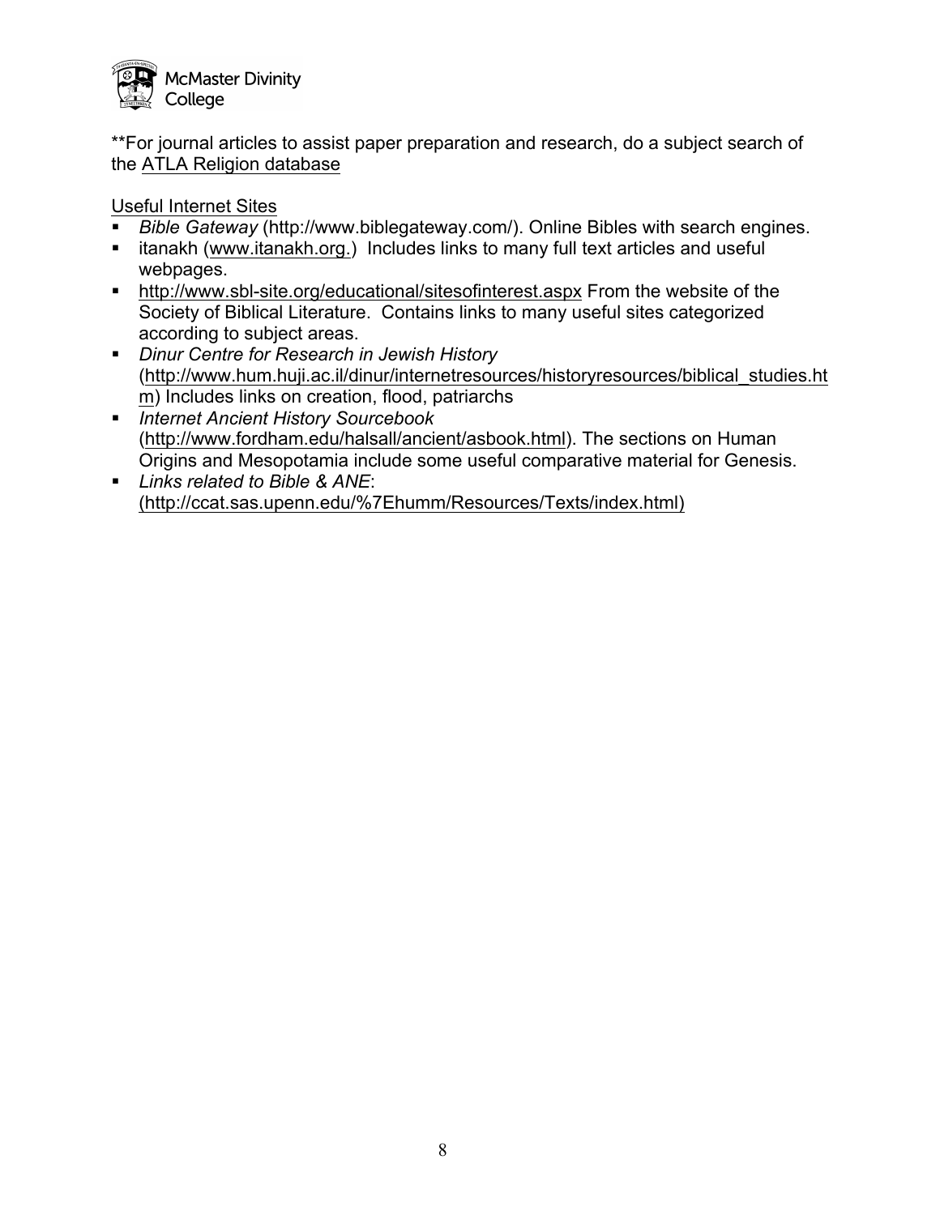**For journal articles to assist paper preparation and research, do a subject search of the ATLA Religion database

Useful Internet Sites

- *Bible Gateway* (http://www.biblegateway.com/). Online Bibles with search engines.
- itanakh (www.itanakh.org.) Includes links to many full text articles and useful webpages.
- http://www.sbl-site.org/educational/sitesofinterest.aspx From the website of the Society of Biblical Literature. Contains links to many useful sites categorized according to subject areas.
- *Dinur Centre for Research in Jewish History* (http://www.hum.huji.ac.il/dinur/internetresources/historyresources/biblical_studies.htm) Includes links on creation, flood, patriarchs
- *Internet Ancient History Sourcebook* (http://www.fordham.edu/halsall/ancient/asbook.html). The sections on Human Origins and Mesopotamia include some useful comparative material for Genesis.
- *Links related to Bible & ANE*: (http://ccat.sas.upenn.edu/%7Ehumm/Resources/Texts/index.html)